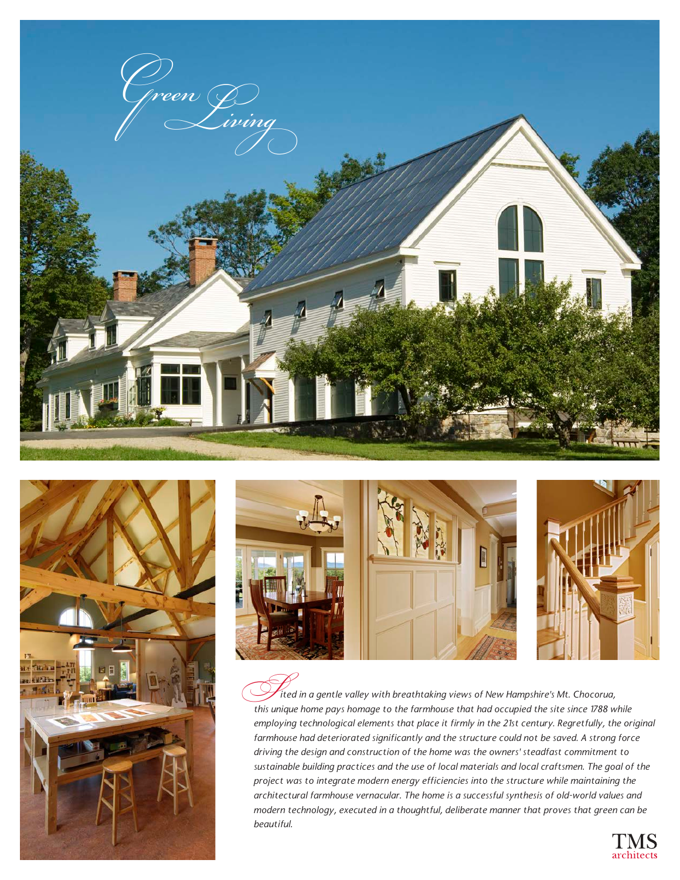# Green Living

*Sited in a gentle valley with breathtaking views of New Hampshire's Mt. Chocorua, this unique home pays homage to the farmhouse that had occupied the site since 1788 while employing technological elements that place it firmly in the 21st century. Regretfully, the original farmhouse had deteriorated significantly and the structure could not be saved. A strong force driving the design and construction of the home was the owners' steadfast commitment to sustainable building practices and the use of local materials and local craftsmen. The goal of the project was to integrate modern energy efficiencies into the structure while maintaining the architectural farmhouse vernacular. The home is a successful synthesis of old-world values and modern technology, executed in a thoughtful, deliberate manner that proves that green can be beautiful.*

TMS architects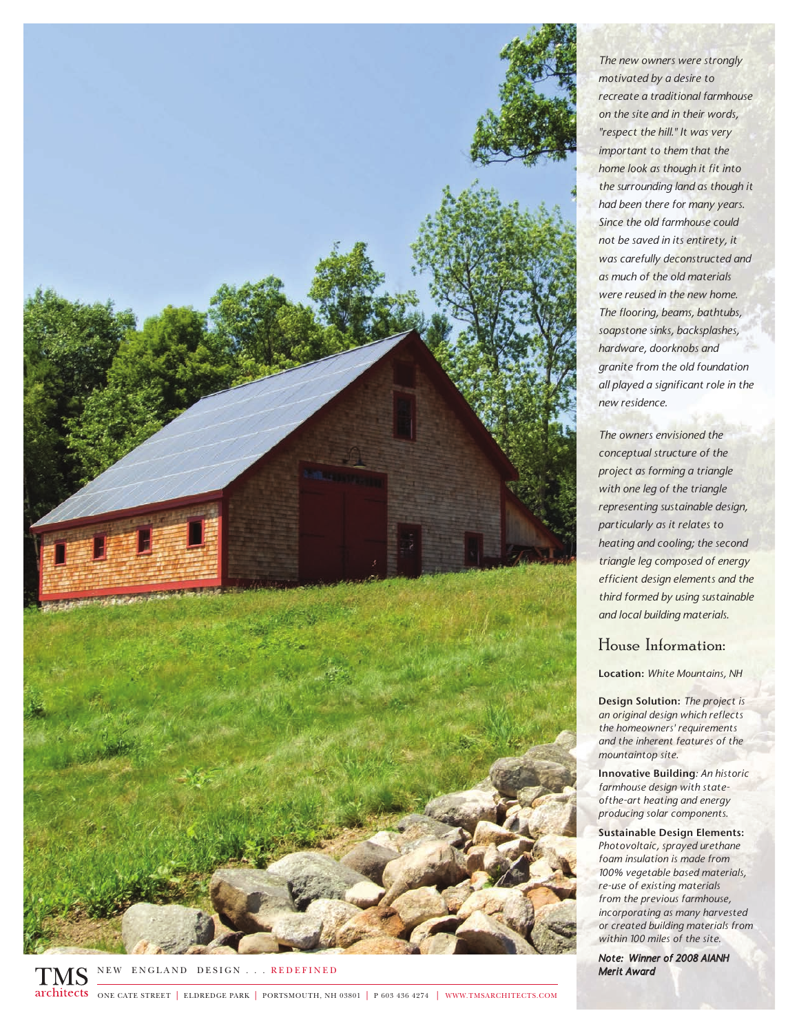*The new owners were strongly motivated by a desire to recreate a traditional farmhouse on the site and in their words, "respect the hill." It was very important to them that the home look as though it fit into the surrounding land as though it had been there for many years. Since the old farmhouse could not be saved in its entirety, it was carefully deconstructed and as much of the old materials were reused in the new home. The flooring, beams, bathtubs, soapstone sinks, backsplashes, hardware, doorknobs and granite from the old foundation all played a significant role in the new residence.*

*The owners envisioned the conceptual structure of the project as forming a triangle with one leg of the triangle representing sustainable design, particularly as it relates to heating and cooling; the second triangle leg composed of energy efficient design elements and the third formed by using sustainable and local building materials.*

## House Information:

**Location:** *White Mountains, NH*

**Design Solution:** *The project is an original design which reflects the homeowners' requirements and the inherent features of the mountaintop site.*

**Innovative Building**: *An historic farmhouse design with state-ofthe-art heating and energy producing solar components.*

**Sustainable Design Elements:** *Photovoltaic, sprayed urethane foam insulation is made from 100% vegetable based materials, re-use of existing materials from the previous farmhouse, incorporating as many harvested or created building materials from within 100 miles of the site.*

***Note: Winner of 2008 AIANH Merit Award***

TMS architects NEW ENGLAND DESIGN . . . REDEFINED

ONE CATE STREET | ELDREDGE PARK | PORTSMOUTH, NH 03801 | P 603 436 4274 | WWW.TMSARCHITECTS.COM